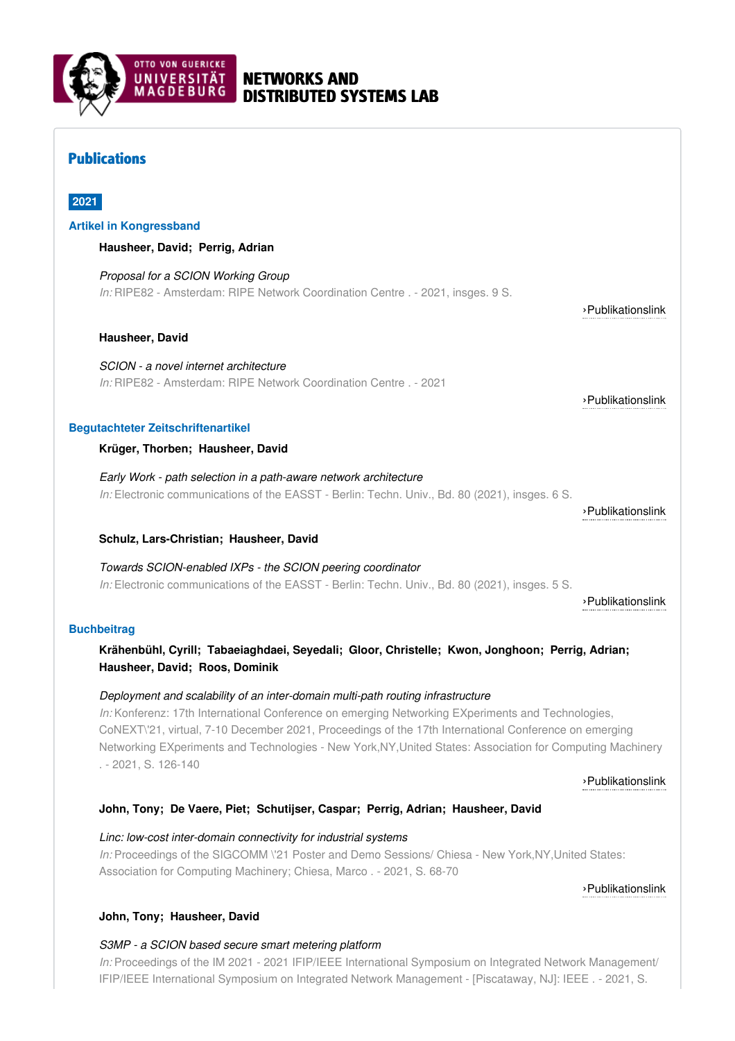# NETWORKS AND DISTRIBUTED SYSTEMS LAB

## Publications

### 2021

#### Artikel in Kongressband

**Hausheer, David; Perrig, Adrian**

*Proposal for a SCION Working Group*
*In:* RIPE82 - Amsterdam: RIPE Network Coordination Centre . - 2021, insges. 9 S.

›Publikationslink

**Hausheer, David**

*SCION - a novel internet architecture*
*In:* RIPE82 - Amsterdam: RIPE Network Coordination Centre . - 2021

›Publikationslink

#### Begutachteter Zeitschriftenartikel

**Krüger, Thorben; Hausheer, David**

*Early Work - path selection in a path-aware network architecture*
*In:* Electronic communications of the EASST - Berlin: Techn. Univ., Bd. 80 (2021), insges. 6 S.

›Publikationslink

**Schulz, Lars-Christian; Hausheer, David**

*Towards SCION-enabled IXPs - the SCION peering coordinator*
*In:* Electronic communications of the EASST - Berlin: Techn. Univ., Bd. 80 (2021), insges. 5 S.

›Publikationslink

#### Buchbeitrag

**Krähenbühl, Cyrill; Tabaeiaghdaei, Seyedali; Gloor, Christelle; Kwon, Jonghoon; Perrig, Adrian; Hausheer, David; Roos, Dominik**

*Deployment and scalability of an inter-domain multi-path routing infrastructure*
*In:* Konferenz: 17th International Conference on emerging Networking EXperiments and Technologies, CoNEXT\'21, virtual, 7-10 December 2021, Proceedings of the 17th International Conference on emerging Networking EXperiments and Technologies - New York,NY,United States: Association for Computing Machinery . - 2021, S. 126-140

›Publikationslink

**John, Tony; De Vaere, Piet; Schutijser, Caspar; Perrig, Adrian; Hausheer, David**

*Linc: low-cost inter-domain connectivity for industrial systems*
*In:* Proceedings of the SIGCOMM \'21 Poster and Demo Sessions/ Chiesa - New York,NY,United States: Association for Computing Machinery; Chiesa, Marco . - 2021, S. 68-70

›Publikationslink

**John, Tony; Hausheer, David**

*S3MP - a SCION based secure smart metering platform*
*In:* Proceedings of the IM 2021 - 2021 IFIP/IEEE International Symposium on Integrated Network Management/ IFIP/IEEE International Symposium on Integrated Network Management - [Piscataway, NJ]: IEEE . - 2021, S.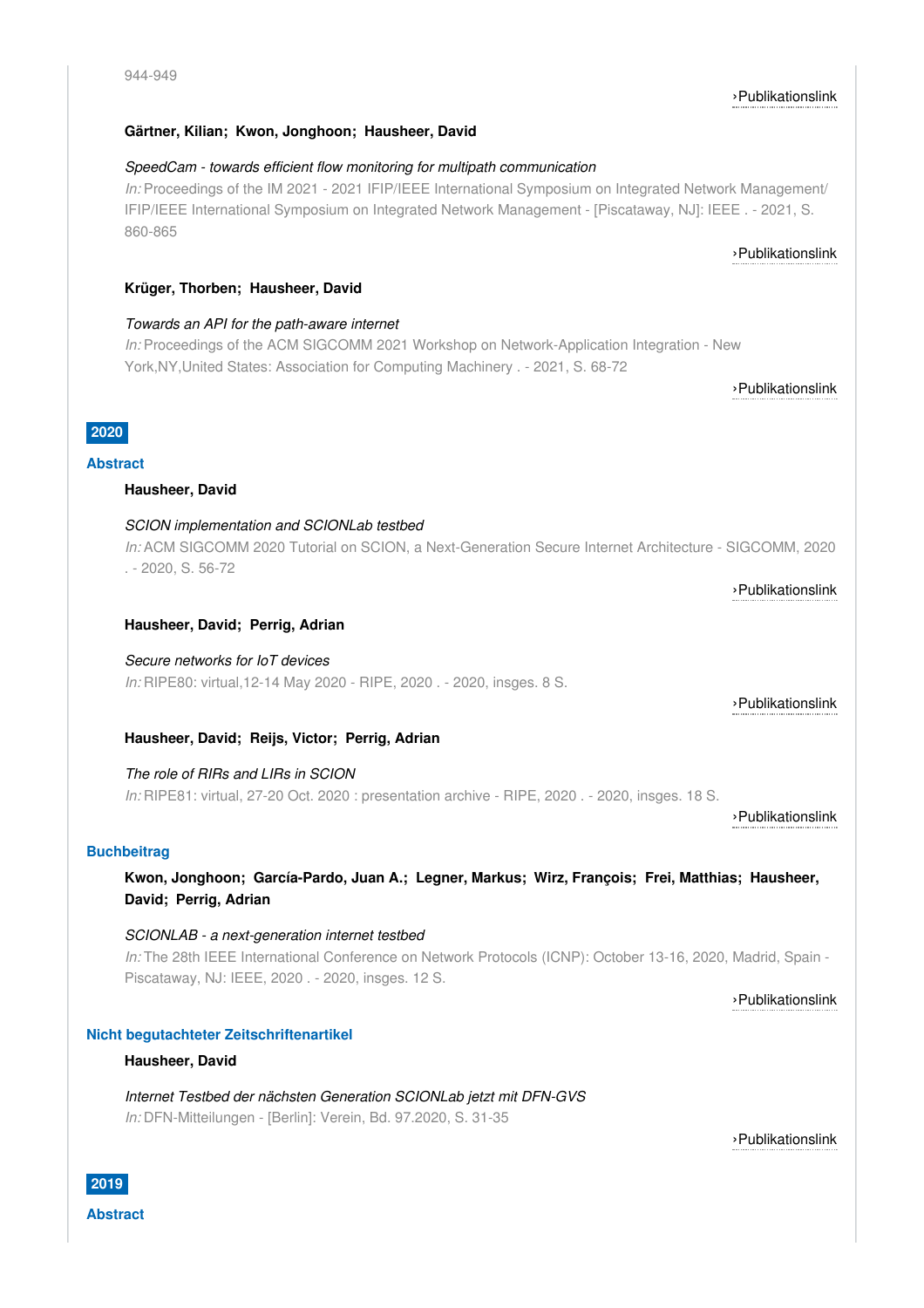944-949

›Publikationslink

**Gärtner, Kilian; Kwon, Jonghoon; Hausheer, David**

*SpeedCam - towards efficient flow monitoring for multipath communication*
*In:* Proceedings of the IM 2021 - 2021 IFIP/IEEE International Symposium on Integrated Network Management/ IFIP/IEEE International Symposium on Integrated Network Management - [Piscataway, NJ]: IEEE . - 2021, S. 860-865

›Publikationslink

**Krüger, Thorben; Hausheer, David**

*Towards an API for the path-aware internet*
*In:* Proceedings of the ACM SIGCOMM 2021 Workshop on Network-Application Integration - New York,NY,United States: Association for Computing Machinery . - 2021, S. 68-72

›Publikationslink

## 2020

### Abstract

**Hausheer, David**

*SCION implementation and SCIONLab testbed*
*In:* ACM SIGCOMM 2020 Tutorial on SCION, a Next-Generation Secure Internet Architecture - SIGCOMM, 2020 . - 2020, S. 56-72

›Publikationslink

**Hausheer, David; Perrig, Adrian**

*Secure networks for IoT devices*
*In:* RIPE80: virtual,12-14 May 2020 - RIPE, 2020 . - 2020, insges. 8 S.

›Publikationslink

**Hausheer, David; Reijs, Victor; Perrig, Adrian**

*The role of RIRs and LIRs in SCION*
*In:* RIPE81: virtual, 27-20 Oct. 2020 : presentation archive - RIPE, 2020 . - 2020, insges. 18 S.

›Publikationslink

### Buchbeitrag

**Kwon, Jonghoon; García-Pardo, Juan A.; Legner, Markus; Wirz, François; Frei, Matthias; Hausheer, David; Perrig, Adrian**

*SCIONLAB - a next-generation internet testbed*
*In:* The 28th IEEE International Conference on Network Protocols (ICNP): October 13-16, 2020, Madrid, Spain - Piscataway, NJ: IEEE, 2020 . - 2020, insges. 12 S.

›Publikationslink

### Nicht begutachteter Zeitschriftenartikel

**Hausheer, David**

*Internet Testbed der nächsten Generation SCIONLab jetzt mit DFN-GVS*
*In:* DFN-Mitteilungen - [Berlin]: Verein, Bd. 97.2020, S. 31-35

›Publikationslink

## 2019

### Abstract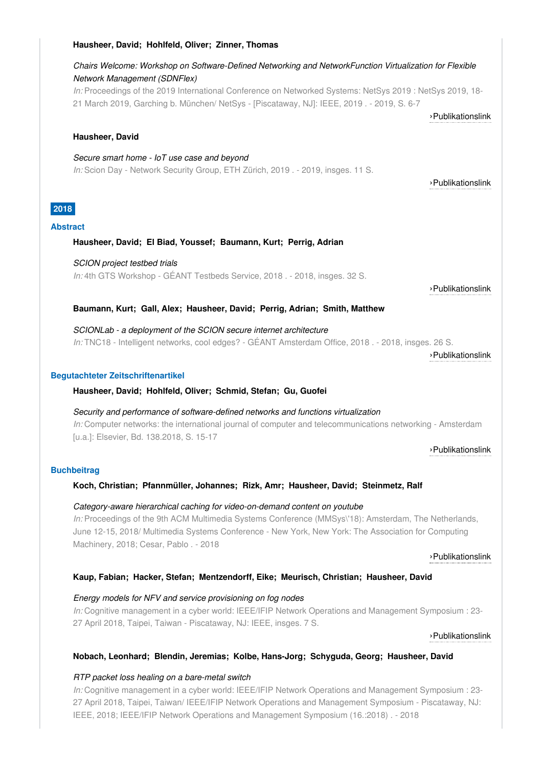**Hausheer, David; Hohlfeld, Oliver; Zinner, Thomas**

*Chairs Welcome: Workshop on Software-Defined Networking and NetworkFunction Virtualization for Flexible Network Management (SDNFlex)*
*In:* Proceedings of the 2019 International Conference on Networked Systems: NetSys 2019 : NetSys 2019, 18-21 March 2019, Garching b. München/ NetSys - [Piscataway, NJ]: IEEE, 2019 . - 2019, S. 6-7

›Publikationslink

**Hausheer, David**

*Secure smart home - IoT use case and beyond*
*In:* Scion Day - Network Security Group, ETH Zürich, 2019 . - 2019, insges. 11 S.

›Publikationslink

## 2018

### Abstract

**Hausheer, David; El Biad, Youssef; Baumann, Kurt; Perrig, Adrian**

*SCION project testbed trials*
*In:* 4th GTS Workshop - GÉANT Testbeds Service, 2018 . - 2018, insges. 32 S.

›Publikationslink

**Baumann, Kurt; Gall, Alex; Hausheer, David; Perrig, Adrian; Smith, Matthew**

*SCIONLab - a deployment of the SCION secure internet architecture*
*In:* TNC18 - Intelligent networks, cool edges? - GÉANT Amsterdam Office, 2018 . - 2018, insges. 26 S.

›Publikationslink

### Begutachteter Zeitschriftenartikel

**Hausheer, David; Hohlfeld, Oliver; Schmid, Stefan; Gu, Guofei**

*Security and performance of software-defined networks and functions virtualization*
*In:* Computer networks: the international journal of computer and telecommunications networking - Amsterdam [u.a.]: Elsevier, Bd. 138.2018, S. 15-17

›Publikationslink

### Buchbeitrag

**Koch, Christian; Pfannmüller, Johannes; Rizk, Amr; Hausheer, David; Steinmetz, Ralf**

*Category-aware hierarchical caching for video-on-demand content on youtube*
*In:* Proceedings of the 9th ACM Multimedia Systems Conference (MMSys\'18): Amsterdam, The Netherlands, June 12-15, 2018/ Multimedia Systems Conference - New York, New York: The Association for Computing Machinery, 2018; Cesar, Pablo . - 2018

›Publikationslink

**Kaup, Fabian; Hacker, Stefan; Mentzendorff, Eike; Meurisch, Christian; Hausheer, David**

*Energy models for NFV and service provisioning on fog nodes*
*In:* Cognitive management in a cyber world: IEEE/IFIP Network Operations and Management Symposium : 23-27 April 2018, Taipei, Taiwan - Piscataway, NJ: IEEE, insges. 7 S.

›Publikationslink

**Nobach, Leonhard; Blendin, Jeremias; Kolbe, Hans-Jorg; Schyguda, Georg; Hausheer, David**

*RTP packet loss healing on a bare-metal switch*
*In:* Cognitive management in a cyber world: IEEE/IFIP Network Operations and Management Symposium : 23-27 April 2018, Taipei, Taiwan/ IEEE/IFIP Network Operations and Management Symposium - Piscataway, NJ: IEEE, 2018; IEEE/IFIP Network Operations and Management Symposium (16.:2018) . - 2018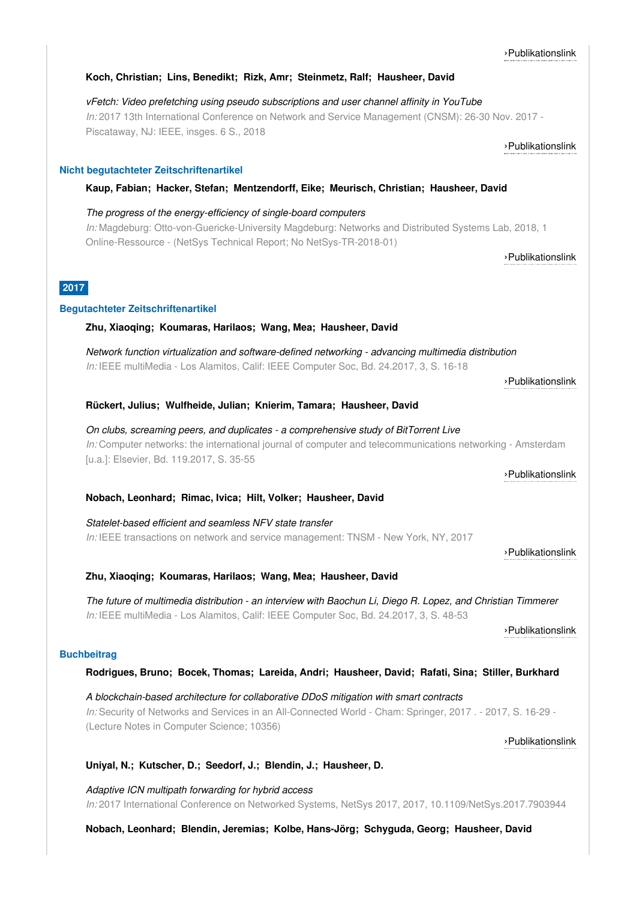›Publikationslink

**Koch, Christian; Lins, Benedikt; Rizk, Amr; Steinmetz, Ralf; Hausheer, David**

*vFetch: Video prefetching using pseudo subscriptions and user channel affinity in YouTube*
*In:* 2017 13th International Conference on Network and Service Management (CNSM): 26-30 Nov. 2017 - Piscataway, NJ: IEEE, insges. 6 S., 2018

›Publikationslink

### Nicht begutachteter Zeitschriftenartikel

**Kaup, Fabian; Hacker, Stefan; Mentzendorff, Eike; Meurisch, Christian; Hausheer, David**

*The progress of the energy-efficiency of single-board computers*
*In:* Magdeburg: Otto-von-Guericke-University Magdeburg: Networks and Distributed Systems Lab, 2018, 1 Online-Ressource - (NetSys Technical Report; No NetSys-TR-2018-01)

›Publikationslink

## 2017

### Begutachteter Zeitschriftenartikel

**Zhu, Xiaoqing; Koumaras, Harilaos; Wang, Mea; Hausheer, David**

*Network function virtualization and software-defined networking - advancing multimedia distribution*
*In:* IEEE multiMedia - Los Alamitos, Calif: IEEE Computer Soc, Bd. 24.2017, 3, S. 16-18

›Publikationslink

**Rückert, Julius; Wulfheide, Julian; Knierim, Tamara; Hausheer, David**

*On clubs, screaming peers, and duplicates - a comprehensive study of BitTorrent Live*
*In:* Computer networks: the international journal of computer and telecommunications networking - Amsterdam [u.a.]: Elsevier, Bd. 119.2017, S. 35-55

›Publikationslink

**Nobach, Leonhard; Rimac, Ivica; Hilt, Volker; Hausheer, David**

*Statelet-based efficient and seamless NFV state transfer*
*In:* IEEE transactions on network and service management: TNSM - New York, NY, 2017

›Publikationslink

**Zhu, Xiaoqing; Koumaras, Harilaos; Wang, Mea; Hausheer, David**

*The future of multimedia distribution - an interview with Baochun Li, Diego R. Lopez, and Christian Timmerer*
*In:* IEEE multiMedia - Los Alamitos, Calif: IEEE Computer Soc, Bd. 24.2017, 3, S. 48-53

›Publikationslink

### Buchbeitrag

**Rodrigues, Bruno; Bocek, Thomas; Lareida, Andri; Hausheer, David; Rafati, Sina; Stiller, Burkhard**

*A blockchain-based architecture for collaborative DDoS mitigation with smart contracts*
*In:* Security of Networks and Services in an All-Connected World - Cham: Springer, 2017 . - 2017, S. 16-29 - (Lecture Notes in Computer Science; 10356)

›Publikationslink

**Uniyal, N.; Kutscher, D.; Seedorf, J.; Blendin, J.; Hausheer, D.**

*Adaptive ICN multipath forwarding for hybrid access*
*In:* 2017 International Conference on Networked Systems, NetSys 2017, 2017, 10.1109/NetSys.2017.7903944

**Nobach, Leonhard; Blendin, Jeremias; Kolbe, Hans-Jörg; Schyguda, Georg; Hausheer, David**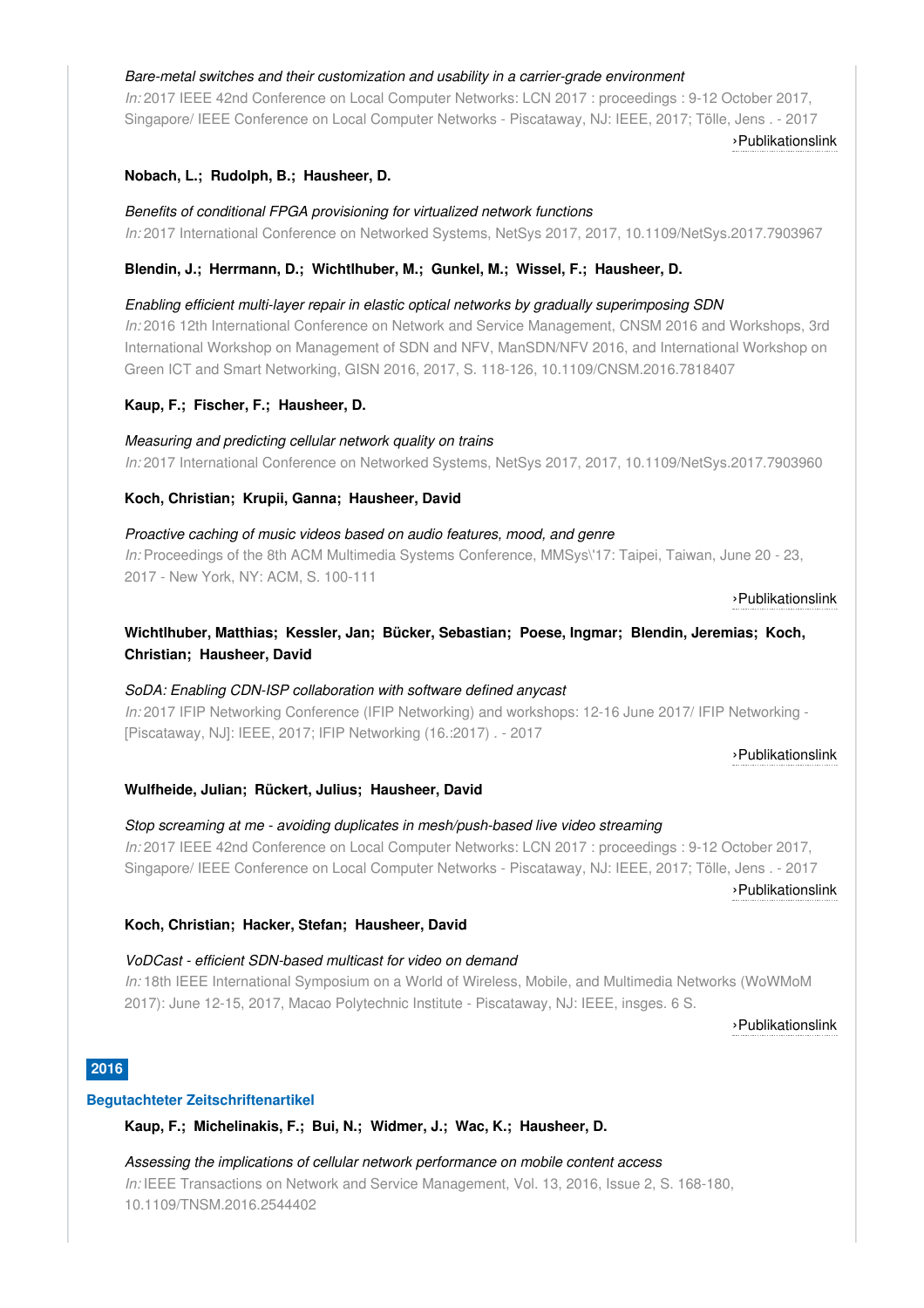*Bare-metal switches and their customization and usability in a carrier-grade environment*
*In:* 2017 IEEE 42nd Conference on Local Computer Networks: LCN 2017 : proceedings : 9-12 October 2017, Singapore/ IEEE Conference on Local Computer Networks - Piscataway, NJ: IEEE, 2017; Tölle, Jens . - 2017
›Publikationslink

**Nobach, L.; Rudolph, B.; Hausheer, D.**

*Benefits of conditional FPGA provisioning for virtualized network functions*
*In:* 2017 International Conference on Networked Systems, NetSys 2017, 2017, 10.1109/NetSys.2017.7903967

**Blendin, J.; Herrmann, D.; Wichtlhuber, M.; Gunkel, M.; Wissel, F.; Hausheer, D.**

*Enabling efficient multi-layer repair in elastic optical networks by gradually superimposing SDN*
*In:* 2016 12th International Conference on Network and Service Management, CNSM 2016 and Workshops, 3rd International Workshop on Management of SDN and NFV, ManSDN/NFV 2016, and International Workshop on Green ICT and Smart Networking, GISN 2016, 2017, S. 118-126, 10.1109/CNSM.2016.7818407

**Kaup, F.; Fischer, F.; Hausheer, D.**

*Measuring and predicting cellular network quality on trains*
*In:* 2017 International Conference on Networked Systems, NetSys 2017, 2017, 10.1109/NetSys.2017.7903960

**Koch, Christian; Krupii, Ganna; Hausheer, David**

*Proactive caching of music videos based on audio features, mood, and genre*
*In:* Proceedings of the 8th ACM Multimedia Systems Conference, MMSys\'17: Taipei, Taiwan, June 20 - 23, 2017 - New York, NY: ACM, S. 100-111
›Publikationslink

**Wichtlhuber, Matthias; Kessler, Jan; Bücker, Sebastian; Poese, Ingmar; Blendin, Jeremias; Koch, Christian; Hausheer, David**

*SoDA: Enabling CDN-ISP collaboration with software defined anycast*
*In:* 2017 IFIP Networking Conference (IFIP Networking) and workshops: 12-16 June 2017/ IFIP Networking - [Piscataway, NJ]: IEEE, 2017; IFIP Networking (16.:2017) . - 2017
›Publikationslink

**Wulfheide, Julian; Rückert, Julius; Hausheer, David**

*Stop screaming at me - avoiding duplicates in mesh/push-based live video streaming*
*In:* 2017 IEEE 42nd Conference on Local Computer Networks: LCN 2017 : proceedings : 9-12 October 2017, Singapore/ IEEE Conference on Local Computer Networks - Piscataway, NJ: IEEE, 2017; Tölle, Jens . - 2017
›Publikationslink

**Koch, Christian; Hacker, Stefan; Hausheer, David**

*VoDCast - efficient SDN-based multicast for video on demand*
*In:* 18th IEEE International Symposium on a World of Wireless, Mobile, and Multimedia Networks (WoWMoM 2017): June 12-15, 2017, Macao Polytechnic Institute - Piscataway, NJ: IEEE, insges. 6 S.
›Publikationslink

## 2016

### Begutachteter Zeitschriftenartikel

**Kaup, F.; Michelinakis, F.; Bui, N.; Widmer, J.; Wac, K.; Hausheer, D.**

*Assessing the implications of cellular network performance on mobile content access*
*In:* IEEE Transactions on Network and Service Management, Vol. 13, 2016, Issue 2, S. 168-180, 10.1109/TNSM.2016.2544402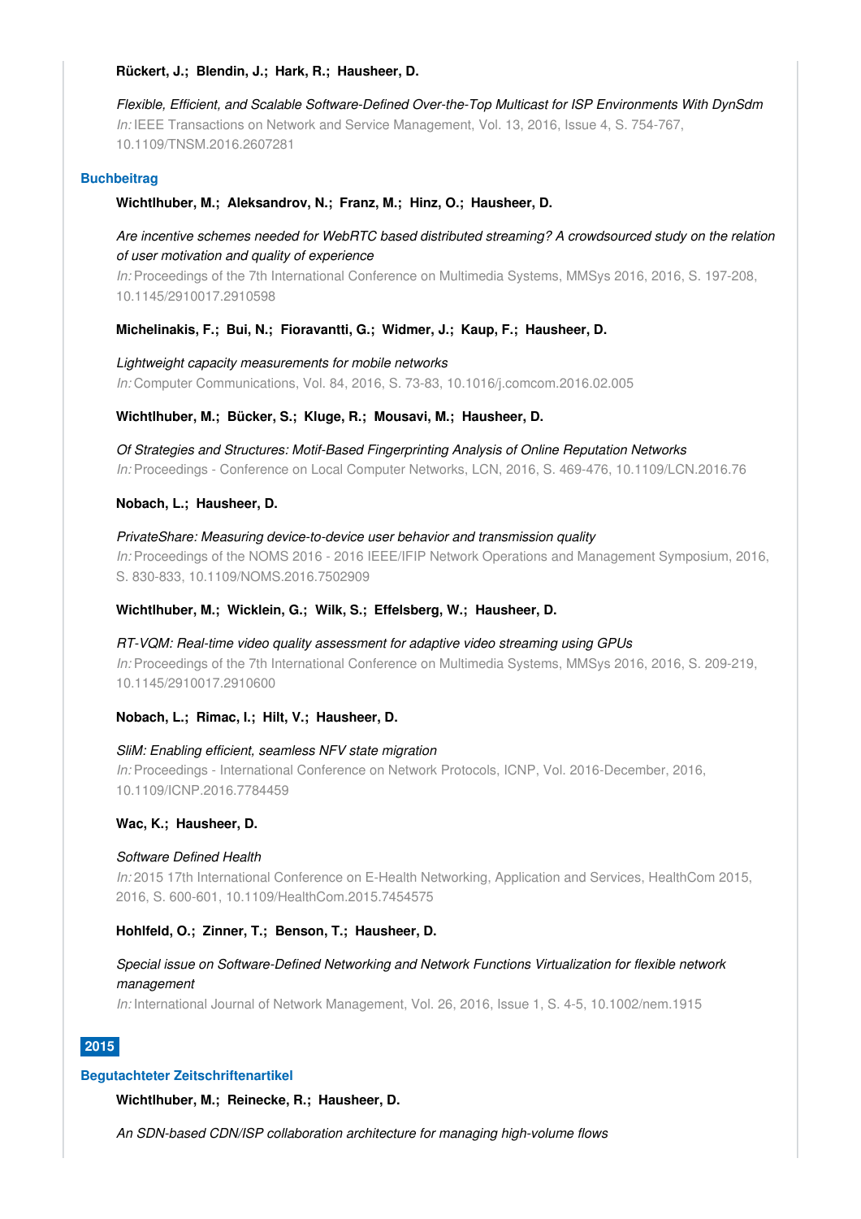**Rückert, J.; Blendin, J.; Hark, R.; Hausheer, D.**

*Flexible, Efficient, and Scalable Software-Defined Over-the-Top Multicast for ISP Environments With DynSdm*
*In:* IEEE Transactions on Network and Service Management, Vol. 13, 2016, Issue 4, S. 754-767, 10.1109/TNSM.2016.2607281

### Buchbeitrag

**Wichtlhuber, M.; Aleksandrov, N.; Franz, M.; Hinz, O.; Hausheer, D.**

*Are incentive schemes needed for WebRTC based distributed streaming? A crowdsourced study on the relation of user motivation and quality of experience*
*In:* Proceedings of the 7th International Conference on Multimedia Systems, MMSys 2016, 2016, S. 197-208, 10.1145/2910017.2910598

**Michelinakis, F.; Bui, N.; Fioravantti, G.; Widmer, J.; Kaup, F.; Hausheer, D.**

*Lightweight capacity measurements for mobile networks*
*In:* Computer Communications, Vol. 84, 2016, S. 73-83, 10.1016/j.comcom.2016.02.005

**Wichtlhuber, M.; Bücker, S.; Kluge, R.; Mousavi, M.; Hausheer, D.**

*Of Strategies and Structures: Motif-Based Fingerprinting Analysis of Online Reputation Networks*
*In:* Proceedings - Conference on Local Computer Networks, LCN, 2016, S. 469-476, 10.1109/LCN.2016.76

**Nobach, L.; Hausheer, D.**

*PrivateShare: Measuring device-to-device user behavior and transmission quality*
*In:* Proceedings of the NOMS 2016 - 2016 IEEE/IFIP Network Operations and Management Symposium, 2016, S. 830-833, 10.1109/NOMS.2016.7502909

**Wichtlhuber, M.; Wicklein, G.; Wilk, S.; Effelsberg, W.; Hausheer, D.**

*RT-VQM: Real-time video quality assessment for adaptive video streaming using GPUs*
*In:* Proceedings of the 7th International Conference on Multimedia Systems, MMSys 2016, 2016, S. 209-219, 10.1145/2910017.2910600

**Nobach, L.; Rimac, I.; Hilt, V.; Hausheer, D.**

*SliM: Enabling efficient, seamless NFV state migration*
*In:* Proceedings - International Conference on Network Protocols, ICNP, Vol. 2016-December, 2016, 10.1109/ICNP.2016.7784459

**Wac, K.; Hausheer, D.**

*Software Defined Health*
*In:* 2015 17th International Conference on E-Health Networking, Application and Services, HealthCom 2015, 2016, S. 600-601, 10.1109/HealthCom.2015.7454575

**Hohlfeld, O.; Zinner, T.; Benson, T.; Hausheer, D.**

*Special issue on Software-Defined Networking and Network Functions Virtualization for flexible network management*
*In:* International Journal of Network Management, Vol. 26, 2016, Issue 1, S. 4-5, 10.1002/nem.1915

## 2015

### Begutachteter Zeitschriftenartikel

**Wichtlhuber, M.; Reinecke, R.; Hausheer, D.**

*An SDN-based CDN/ISP collaboration architecture for managing high-volume flows*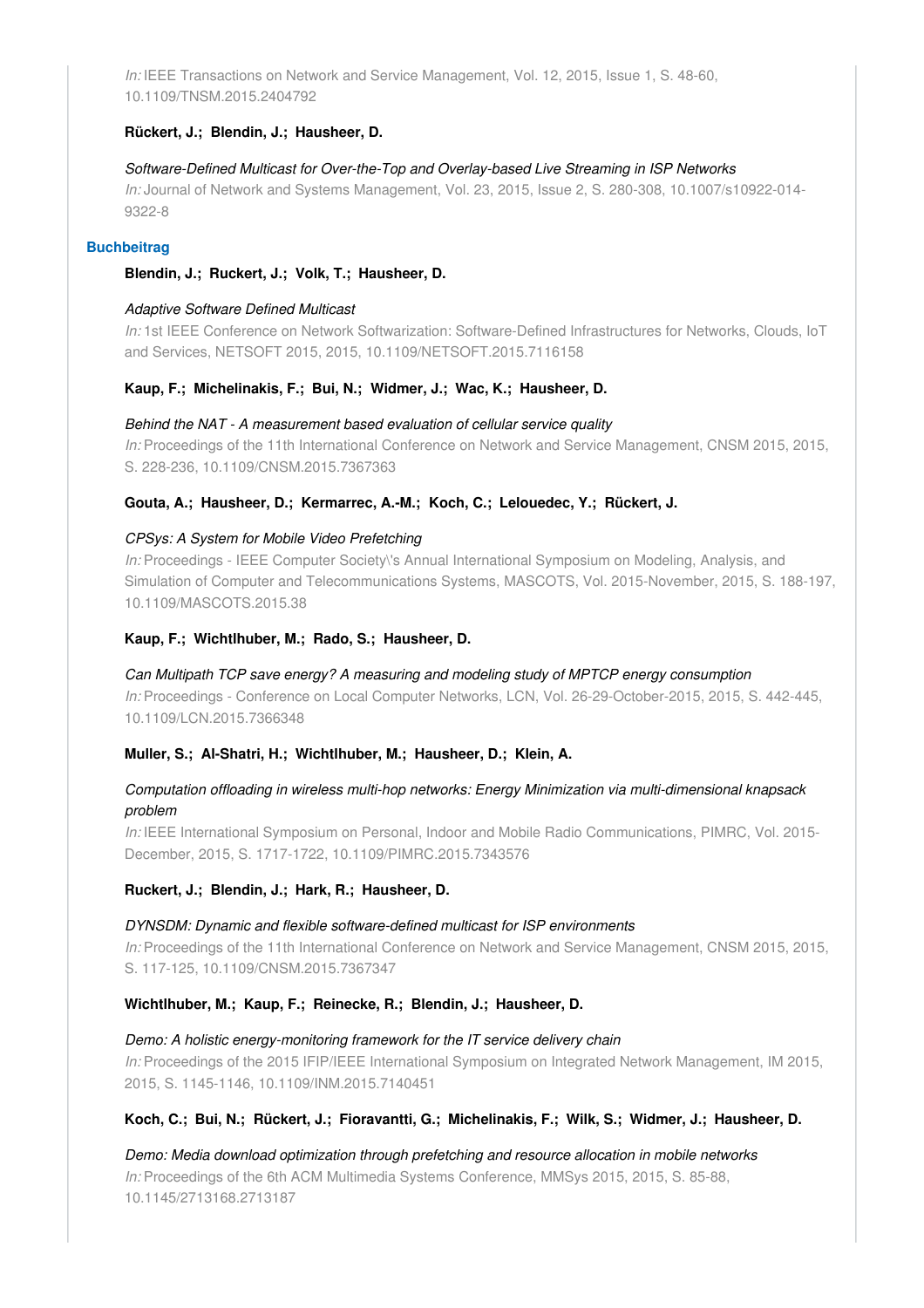*In:* IEEE Transactions on Network and Service Management, Vol. 12, 2015, Issue 1, S. 48-60, 10.1109/TNSM.2015.2404792

**Rückert, J.; Blendin, J.; Hausheer, D.**

*Software-Defined Multicast for Over-the-Top and Overlay-based Live Streaming in ISP Networks*
*In:* Journal of Network and Systems Management, Vol. 23, 2015, Issue 2, S. 280-308, 10.1007/s10922-014-9322-8

### Buchbeitrag

**Blendin, J.; Ruckert, J.; Volk, T.; Hausheer, D.**

*Adaptive Software Defined Multicast*
*In:* 1st IEEE Conference on Network Softwarization: Software-Defined Infrastructures for Networks, Clouds, IoT and Services, NETSOFT 2015, 2015, 10.1109/NETSOFT.2015.7116158

**Kaup, F.; Michelinakis, F.; Bui, N.; Widmer, J.; Wac, K.; Hausheer, D.**

*Behind the NAT - A measurement based evaluation of cellular service quality*
*In:* Proceedings of the 11th International Conference on Network and Service Management, CNSM 2015, 2015, S. 228-236, 10.1109/CNSM.2015.7367363

**Gouta, A.; Hausheer, D.; Kermarrec, A.-M.; Koch, C.; Lelouedec, Y.; Rückert, J.**

*CPSys: A System for Mobile Video Prefetching*
*In:* Proceedings - IEEE Computer Society\'s Annual International Symposium on Modeling, Analysis, and Simulation of Computer and Telecommunications Systems, MASCOTS, Vol. 2015-November, 2015, S. 188-197, 10.1109/MASCOTS.2015.38

**Kaup, F.; Wichtlhuber, M.; Rado, S.; Hausheer, D.**

*Can Multipath TCP save energy? A measuring and modeling study of MPTCP energy consumption*
*In:* Proceedings - Conference on Local Computer Networks, LCN, Vol. 26-29-October-2015, 2015, S. 442-445, 10.1109/LCN.2015.7366348

**Muller, S.; Al-Shatri, H.; Wichtlhuber, M.; Hausheer, D.; Klein, A.**

*Computation offloading in wireless multi-hop networks: Energy Minimization via multi-dimensional knapsack problem*
*In:* IEEE International Symposium on Personal, Indoor and Mobile Radio Communications, PIMRC, Vol. 2015-December, 2015, S. 1717-1722, 10.1109/PIMRC.2015.7343576

**Ruckert, J.; Blendin, J.; Hark, R.; Hausheer, D.**

*DYNSDM: Dynamic and flexible software-defined multicast for ISP environments*
*In:* Proceedings of the 11th International Conference on Network and Service Management, CNSM 2015, 2015, S. 117-125, 10.1109/CNSM.2015.7367347

**Wichtlhuber, M.; Kaup, F.; Reinecke, R.; Blendin, J.; Hausheer, D.**

*Demo: A holistic energy-monitoring framework for the IT service delivery chain*
*In:* Proceedings of the 2015 IFIP/IEEE International Symposium on Integrated Network Management, IM 2015, 2015, S. 1145-1146, 10.1109/INM.2015.7140451

**Koch, C.; Bui, N.; Rückert, J.; Fioravantti, G.; Michelinakis, F.; Wilk, S.; Widmer, J.; Hausheer, D.**

*Demo: Media download optimization through prefetching and resource allocation in mobile networks*
*In:* Proceedings of the 6th ACM Multimedia Systems Conference, MMSys 2015, 2015, S. 85-88, 10.1145/2713168.2713187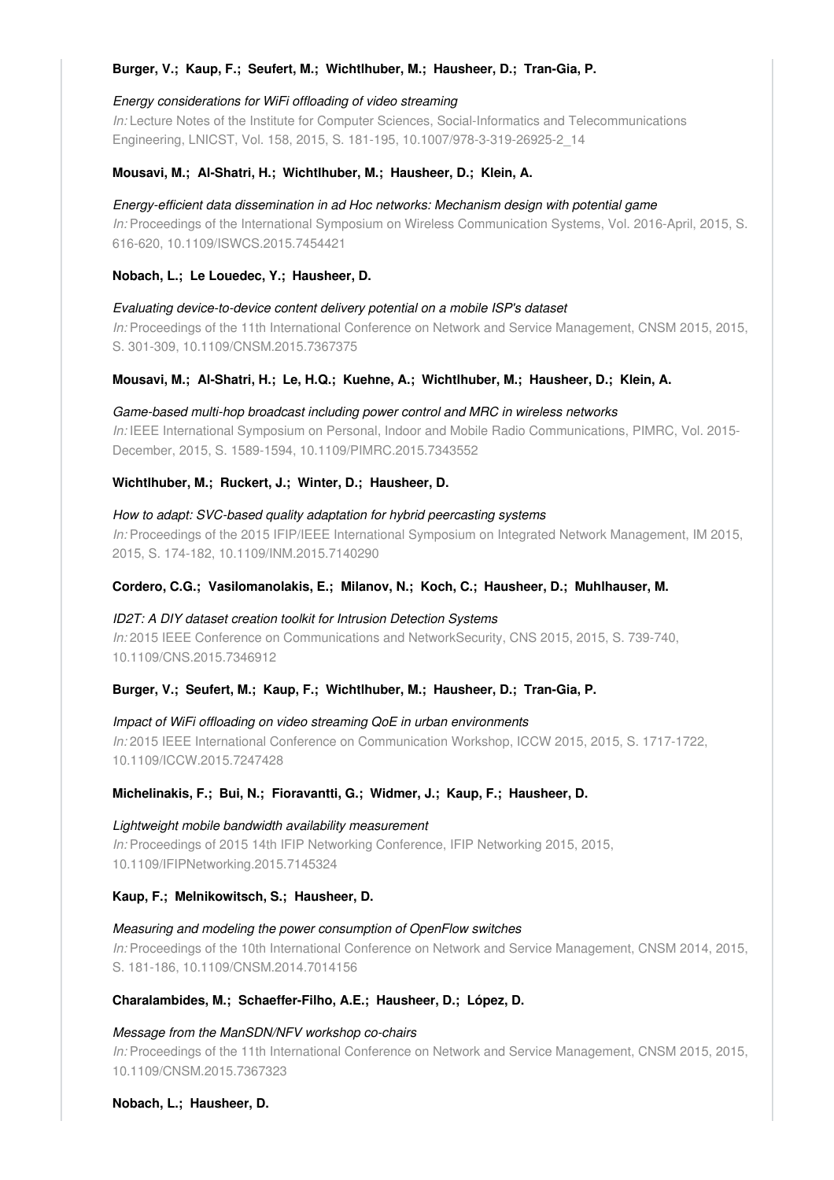**Burger, V.; Kaup, F.; Seufert, M.; Wichtlhuber, M.; Hausheer, D.; Tran-Gia, P.**

*Energy considerations for WiFi offloading of video streaming*
*In:* Lecture Notes of the Institute for Computer Sciences, Social-Informatics and Telecommunications Engineering, LNICST, Vol. 158, 2015, S. 181-195, 10.1007/978-3-319-26925-2_14

**Mousavi, M.; Al-Shatri, H.; Wichtlhuber, M.; Hausheer, D.; Klein, A.**

*Energy-efficient data dissemination in ad Hoc networks: Mechanism design with potential game*
*In:* Proceedings of the International Symposium on Wireless Communication Systems, Vol. 2016-April, 2015, S. 616-620, 10.1109/ISWCS.2015.7454421

**Nobach, L.; Le Louedec, Y.; Hausheer, D.**

*Evaluating device-to-device content delivery potential on a mobile ISP's dataset*
*In:* Proceedings of the 11th International Conference on Network and Service Management, CNSM 2015, 2015, S. 301-309, 10.1109/CNSM.2015.7367375

**Mousavi, M.; Al-Shatri, H.; Le, H.Q.; Kuehne, A.; Wichtlhuber, M.; Hausheer, D.; Klein, A.**

*Game-based multi-hop broadcast including power control and MRC in wireless networks*
*In:* IEEE International Symposium on Personal, Indoor and Mobile Radio Communications, PIMRC, Vol. 2015-December, 2015, S. 1589-1594, 10.1109/PIMRC.2015.7343552

**Wichtlhuber, M.; Ruckert, J.; Winter, D.; Hausheer, D.**

*How to adapt: SVC-based quality adaptation for hybrid peercasting systems*
*In:* Proceedings of the 2015 IFIP/IEEE International Symposium on Integrated Network Management, IM 2015, 2015, S. 174-182, 10.1109/INM.2015.7140290

**Cordero, C.G.; Vasilomanolakis, E.; Milanov, N.; Koch, C.; Hausheer, D.; Muhlhauser, M.**

*ID2T: A DIY dataset creation toolkit for Intrusion Detection Systems*
*In:* 2015 IEEE Conference on Communications and NetworkSecurity, CNS 2015, 2015, S. 739-740, 10.1109/CNS.2015.7346912

**Burger, V.; Seufert, M.; Kaup, F.; Wichtlhuber, M.; Hausheer, D.; Tran-Gia, P.**

*Impact of WiFi offloading on video streaming QoE in urban environments*
*In:* 2015 IEEE International Conference on Communication Workshop, ICCW 2015, 2015, S. 1717-1722, 10.1109/ICCW.2015.7247428

**Michelinakis, F.; Bui, N.; Fioravantti, G.; Widmer, J.; Kaup, F.; Hausheer, D.**

*Lightweight mobile bandwidth availability measurement*
*In:* Proceedings of 2015 14th IFIP Networking Conference, IFIP Networking 2015, 2015, 10.1109/IFIPNetworking.2015.7145324

**Kaup, F.; Melnikowitsch, S.; Hausheer, D.**

*Measuring and modeling the power consumption of OpenFlow switches*
*In:* Proceedings of the 10th International Conference on Network and Service Management, CNSM 2014, 2015, S. 181-186, 10.1109/CNSM.2014.7014156

**Charalambides, M.; Schaeffer-Filho, A.E.; Hausheer, D.; López, D.**

*Message from the ManSDN/NFV workshop co-chairs*
*In:* Proceedings of the 11th International Conference on Network and Service Management, CNSM 2015, 2015, 10.1109/CNSM.2015.7367323

**Nobach, L.; Hausheer, D.**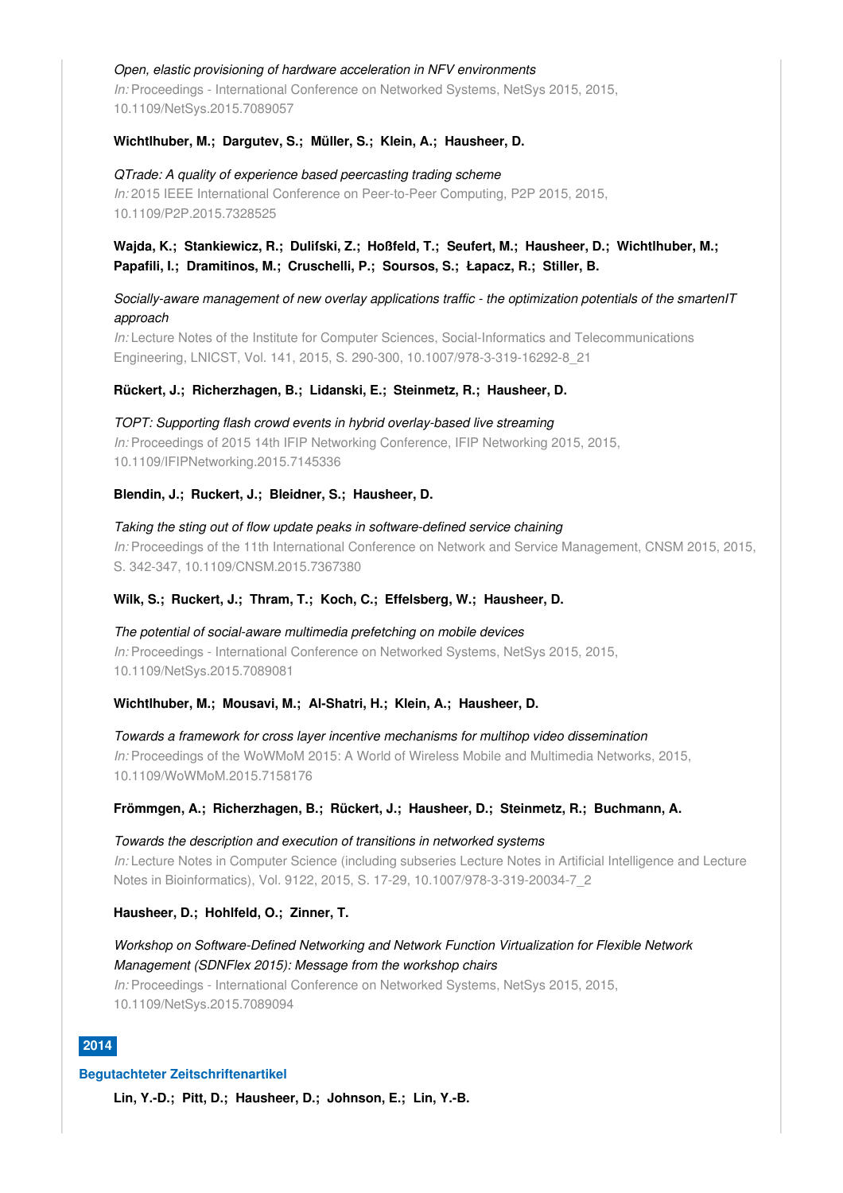*Open, elastic provisioning of hardware acceleration in NFV environments*
*In:* Proceedings - International Conference on Networked Systems, NetSys 2015, 2015, 10.1109/NetSys.2015.7089057

**Wichtlhuber, M.; Dargutev, S.; Müller, S.; Klein, A.; Hausheer, D.**

*QTrade: A quality of experience based peercasting trading scheme*
*In:* 2015 IEEE International Conference on Peer-to-Peer Computing, P2P 2015, 2015, 10.1109/P2P.2015.7328525

**Wajda, K.; Stankiewicz, R.; Duliński, Z.; Hoßfeld, T.; Seufert, M.; Hausheer, D.; Wichtlhuber, M.; Papafili, I.; Dramitinos, M.; Cruschelli, P.; Soursos, S.; Łapacz, R.; Stiller, B.**

*Socially-aware management of new overlay applications traffic - the optimization potentials of the smartenIT approach*
*In:* Lecture Notes of the Institute for Computer Sciences, Social-Informatics and Telecommunications Engineering, LNICST, Vol. 141, 2015, S. 290-300, 10.1007/978-3-319-16292-8_21

**Rückert, J.; Richerzhagen, B.; Lidanski, E.; Steinmetz, R.; Hausheer, D.**

*TOPT: Supporting flash crowd events in hybrid overlay-based live streaming*
*In:* Proceedings of 2015 14th IFIP Networking Conference, IFIP Networking 2015, 2015, 10.1109/IFIPNetworking.2015.7145336

**Blendin, J.; Ruckert, J.; Bleidner, S.; Hausheer, D.**

*Taking the sting out of flow update peaks in software-defined service chaining*
*In:* Proceedings of the 11th International Conference on Network and Service Management, CNSM 2015, 2015, S. 342-347, 10.1109/CNSM.2015.7367380

**Wilk, S.; Ruckert, J.; Thram, T.; Koch, C.; Effelsberg, W.; Hausheer, D.**

*The potential of social-aware multimedia prefetching on mobile devices*
*In:* Proceedings - International Conference on Networked Systems, NetSys 2015, 2015, 10.1109/NetSys.2015.7089081

**Wichtlhuber, M.; Mousavi, M.; Al-Shatri, H.; Klein, A.; Hausheer, D.**

*Towards a framework for cross layer incentive mechanisms for multihop video dissemination*
*In:* Proceedings of the WoWMoM 2015: A World of Wireless Mobile and Multimedia Networks, 2015, 10.1109/WoWMoM.2015.7158176

**Frömmgen, A.; Richerzhagen, B.; Rückert, J.; Hausheer, D.; Steinmetz, R.; Buchmann, A.**

*Towards the description and execution of transitions in networked systems*
*In:* Lecture Notes in Computer Science (including subseries Lecture Notes in Artificial Intelligence and Lecture Notes in Bioinformatics), Vol. 9122, 2015, S. 17-29, 10.1007/978-3-319-20034-7_2

**Hausheer, D.; Hohlfeld, O.; Zinner, T.**

*Workshop on Software-Defined Networking and Network Function Virtualization for Flexible Network Management (SDNFlex 2015): Message from the workshop chairs*
*In:* Proceedings - International Conference on Networked Systems, NetSys 2015, 2015, 10.1109/NetSys.2015.7089094

## 2014

### Begutachteter Zeitschriftenartikel

**Lin, Y.-D.; Pitt, D.; Hausheer, D.; Johnson, E.; Lin, Y.-B.**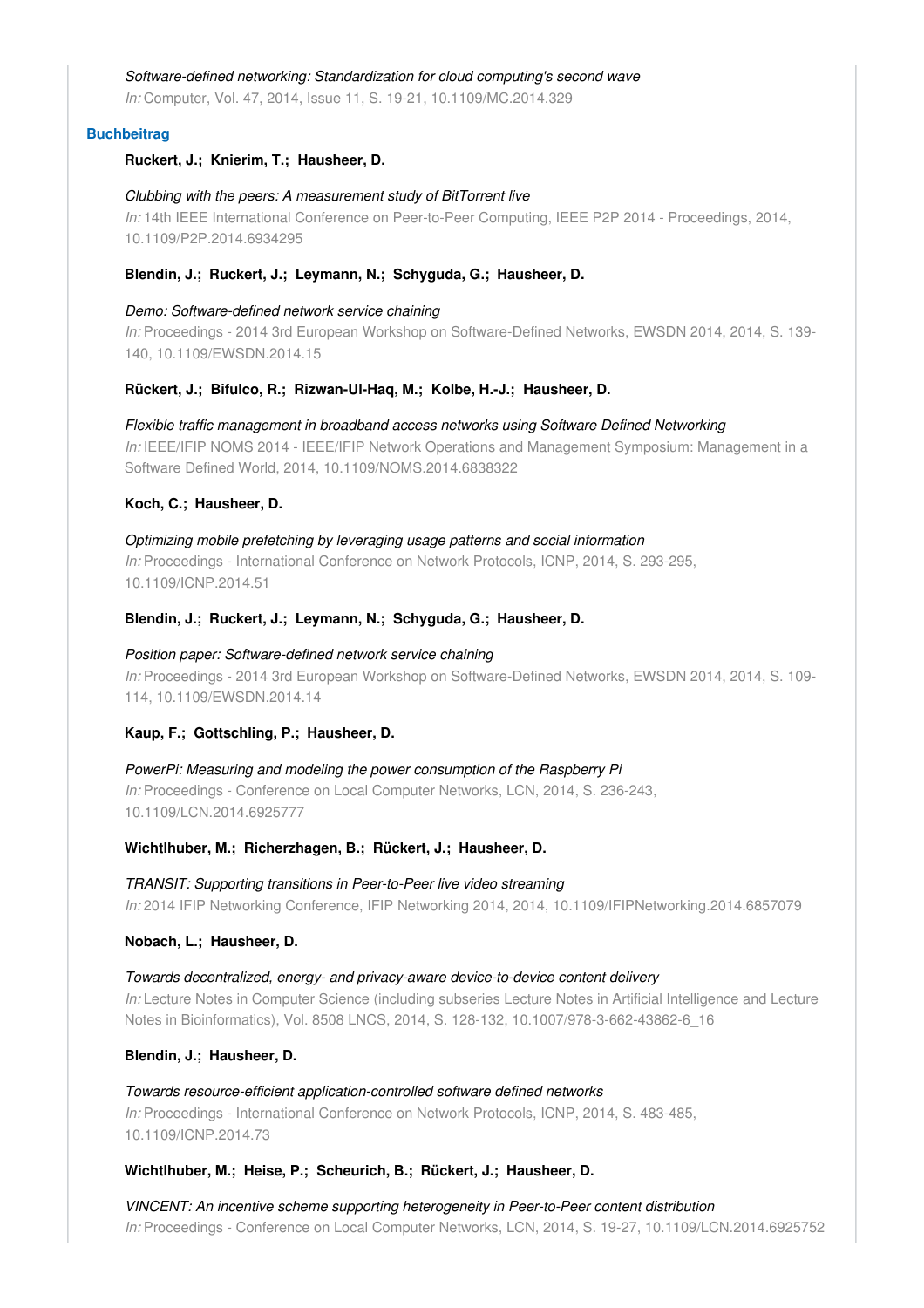*Software-defined networking: Standardization for cloud computing's second wave*
*In:* Computer, Vol. 47, 2014, Issue 11, S. 19-21, 10.1109/MC.2014.329

### Buchbeitrag

**Ruckert, J.; Knierim, T.; Hausheer, D.**

*Clubbing with the peers: A measurement study of BitTorrent live*
*In:* 14th IEEE International Conference on Peer-to-Peer Computing, IEEE P2P 2014 - Proceedings, 2014, 10.1109/P2P.2014.6934295

**Blendin, J.; Ruckert, J.; Leymann, N.; Schyguda, G.; Hausheer, D.**

*Demo: Software-defined network service chaining*
*In:* Proceedings - 2014 3rd European Workshop on Software-Defined Networks, EWSDN 2014, 2014, S. 139-140, 10.1109/EWSDN.2014.15

**Rückert, J.; Bifulco, R.; Rizwan-Ul-Haq, M.; Kolbe, H.-J.; Hausheer, D.**

*Flexible traffic management in broadband access networks using Software Defined Networking*
*In:* IEEE/IFIP NOMS 2014 - IEEE/IFIP Network Operations and Management Symposium: Management in a Software Defined World, 2014, 10.1109/NOMS.2014.6838322

**Koch, C.; Hausheer, D.**

*Optimizing mobile prefetching by leveraging usage patterns and social information*
*In:* Proceedings - International Conference on Network Protocols, ICNP, 2014, S. 293-295, 10.1109/ICNP.2014.51

**Blendin, J.; Ruckert, J.; Leymann, N.; Schyguda, G.; Hausheer, D.**

*Position paper: Software-defined network service chaining*
*In:* Proceedings - 2014 3rd European Workshop on Software-Defined Networks, EWSDN 2014, 2014, S. 109-114, 10.1109/EWSDN.2014.14

**Kaup, F.; Gottschling, P.; Hausheer, D.**

*PowerPi: Measuring and modeling the power consumption of the Raspberry Pi*
*In:* Proceedings - Conference on Local Computer Networks, LCN, 2014, S. 236-243, 10.1109/LCN.2014.6925777

**Wichtlhuber, M.; Richerzhagen, B.; Rückert, J.; Hausheer, D.**

*TRANSIT: Supporting transitions in Peer-to-Peer live video streaming*
*In:* 2014 IFIP Networking Conference, IFIP Networking 2014, 2014, 10.1109/IFIPNetworking.2014.6857079

**Nobach, L.; Hausheer, D.**

*Towards decentralized, energy- and privacy-aware device-to-device content delivery*
*In:* Lecture Notes in Computer Science (including subseries Lecture Notes in Artificial Intelligence and Lecture Notes in Bioinformatics), Vol. 8508 LNCS, 2014, S. 128-132, 10.1007/978-3-662-43862-6_16

**Blendin, J.; Hausheer, D.**

*Towards resource-efficient application-controlled software defined networks*
*In:* Proceedings - International Conference on Network Protocols, ICNP, 2014, S. 483-485, 10.1109/ICNP.2014.73

**Wichtlhuber, M.; Heise, P.; Scheurich, B.; Rückert, J.; Hausheer, D.**

*VINCENT: An incentive scheme supporting heterogeneity in Peer-to-Peer content distribution*
*In:* Proceedings - Conference on Local Computer Networks, LCN, 2014, S. 19-27, 10.1109/LCN.2014.6925752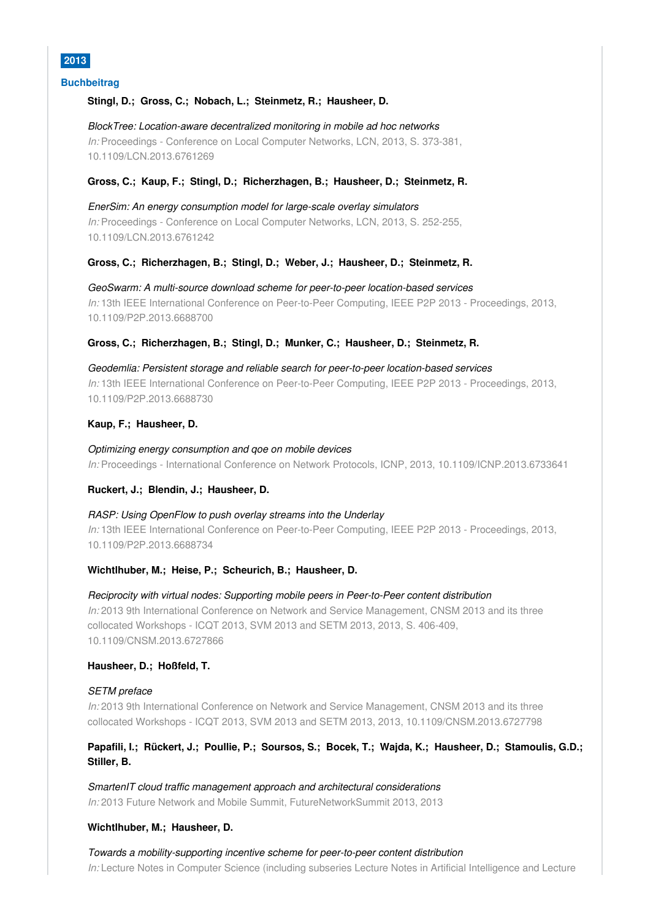## 2013

### Buchbeitrag

**Stingl, D.; Gross, C.; Nobach, L.; Steinmetz, R.; Hausheer, D.**

*BlockTree: Location-aware decentralized monitoring in mobile ad hoc networks*
*In:* Proceedings - Conference on Local Computer Networks, LCN, 2013, S. 373-381, 10.1109/LCN.2013.6761269

**Gross, C.; Kaup, F.; Stingl, D.; Richerzhagen, B.; Hausheer, D.; Steinmetz, R.**

*EnerSim: An energy consumption model for large-scale overlay simulators*
*In:* Proceedings - Conference on Local Computer Networks, LCN, 2013, S. 252-255, 10.1109/LCN.2013.6761242

**Gross, C.; Richerzhagen, B.; Stingl, D.; Weber, J.; Hausheer, D.; Steinmetz, R.**

*GeoSwarm: A multi-source download scheme for peer-to-peer location-based services*
*In:* 13th IEEE International Conference on Peer-to-Peer Computing, IEEE P2P 2013 - Proceedings, 2013, 10.1109/P2P.2013.6688700

**Gross, C.; Richerzhagen, B.; Stingl, D.; Munker, C.; Hausheer, D.; Steinmetz, R.**

*Geodemlia: Persistent storage and reliable search for peer-to-peer location-based services*
*In:* 13th IEEE International Conference on Peer-to-Peer Computing, IEEE P2P 2013 - Proceedings, 2013, 10.1109/P2P.2013.6688730

**Kaup, F.; Hausheer, D.**

*Optimizing energy consumption and qoe on mobile devices*
*In:* Proceedings - International Conference on Network Protocols, ICNP, 2013, 10.1109/ICNP.2013.6733641

**Ruckert, J.; Blendin, J.; Hausheer, D.**

*RASP: Using OpenFlow to push overlay streams into the Underlay*
*In:* 13th IEEE International Conference on Peer-to-Peer Computing, IEEE P2P 2013 - Proceedings, 2013, 10.1109/P2P.2013.6688734

**Wichtlhuber, M.; Heise, P.; Scheurich, B.; Hausheer, D.**

*Reciprocity with virtual nodes: Supporting mobile peers in Peer-to-Peer content distribution*
*In:* 2013 9th International Conference on Network and Service Management, CNSM 2013 and its three collocated Workshops - ICQT 2013, SVM 2013 and SETM 2013, 2013, S. 406-409, 10.1109/CNSM.2013.6727866

**Hausheer, D.; Hoßfeld, T.**

*SETM preface*
*In:* 2013 9th International Conference on Network and Service Management, CNSM 2013 and its three collocated Workshops - ICQT 2013, SVM 2013 and SETM 2013, 2013, 10.1109/CNSM.2013.6727798

**Papafili, I.; Rückert, J.; Poullie, P.; Soursos, S.; Bocek, T.; Wajda, K.; Hausheer, D.; Stamoulis, G.D.; Stiller, B.**

*SmartenIT cloud traffic management approach and architectural considerations*
*In:* 2013 Future Network and Mobile Summit, FutureNetworkSummit 2013, 2013

**Wichtlhuber, M.; Hausheer, D.**

*Towards a mobility-supporting incentive scheme for peer-to-peer content distribution*
*In:* Lecture Notes in Computer Science (including subseries Lecture Notes in Artificial Intelligence and Lecture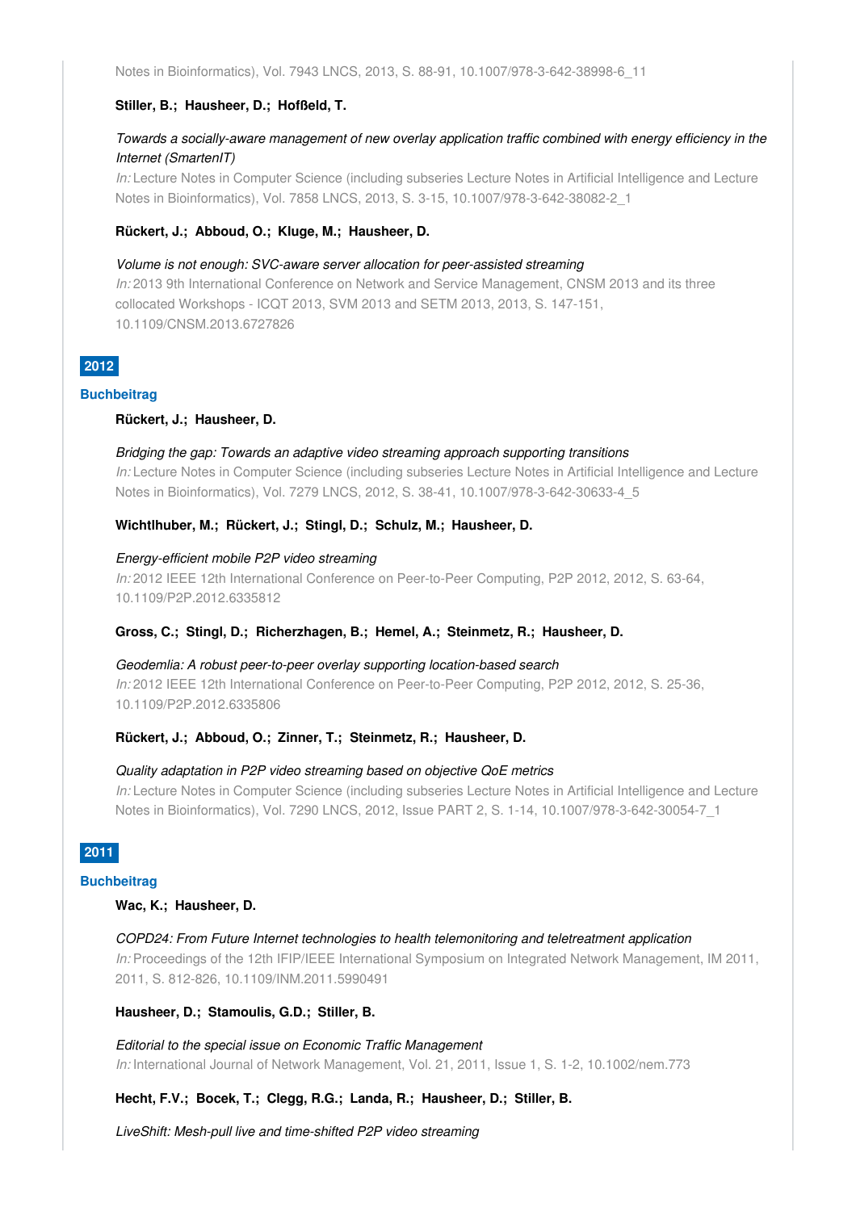Notes in Bioinformatics), Vol. 7943 LNCS, 2013, S. 88-91, 10.1007/978-3-642-38998-6_11

**Stiller, B.; Hausheer, D.; Hoßfeld, T.**

*Towards a socially-aware management of new overlay application traffic combined with energy efficiency in the Internet (SmartenIT)*
*In:* Lecture Notes in Computer Science (including subseries Lecture Notes in Artificial Intelligence and Lecture Notes in Bioinformatics), Vol. 7858 LNCS, 2013, S. 3-15, 10.1007/978-3-642-38082-2_1

**Rückert, J.; Abboud, O.; Kluge, M.; Hausheer, D.**

*Volume is not enough: SVC-aware server allocation for peer-assisted streaming*
*In:* 2013 9th International Conference on Network and Service Management, CNSM 2013 and its three collocated Workshops - ICQT 2013, SVM 2013 and SETM 2013, 2013, S. 147-151, 10.1109/CNSM.2013.6727826

## 2012

### Buchbeitrag

**Rückert, J.; Hausheer, D.**

*Bridging the gap: Towards an adaptive video streaming approach supporting transitions*
*In:* Lecture Notes in Computer Science (including subseries Lecture Notes in Artificial Intelligence and Lecture Notes in Bioinformatics), Vol. 7279 LNCS, 2012, S. 38-41, 10.1007/978-3-642-30633-4_5

**Wichtlhuber, M.; Rückert, J.; Stingl, D.; Schulz, M.; Hausheer, D.**

*Energy-efficient mobile P2P video streaming*
*In:* 2012 IEEE 12th International Conference on Peer-to-Peer Computing, P2P 2012, 2012, S. 63-64, 10.1109/P2P.2012.6335812

**Gross, C.; Stingl, D.; Richerzhagen, B.; Hemel, A.; Steinmetz, R.; Hausheer, D.**

*Geodemlia: A robust peer-to-peer overlay supporting location-based search*
*In:* 2012 IEEE 12th International Conference on Peer-to-Peer Computing, P2P 2012, 2012, S. 25-36, 10.1109/P2P.2012.6335806

**Rückert, J.; Abboud, O.; Zinner, T.; Steinmetz, R.; Hausheer, D.**

*Quality adaptation in P2P video streaming based on objective QoE metrics*
*In:* Lecture Notes in Computer Science (including subseries Lecture Notes in Artificial Intelligence and Lecture Notes in Bioinformatics), Vol. 7290 LNCS, 2012, Issue PART 2, S. 1-14, 10.1007/978-3-642-30054-7_1

## 2011

### Buchbeitrag

**Wac, K.; Hausheer, D.**

*COPD24: From Future Internet technologies to health telemonitoring and teletreatment application*
*In:* Proceedings of the 12th IFIP/IEEE International Symposium on Integrated Network Management, IM 2011, 2011, S. 812-826, 10.1109/INM.2011.5990491

**Hausheer, D.; Stamoulis, G.D.; Stiller, B.**

*Editorial to the special issue on Economic Traffic Management*
*In:* International Journal of Network Management, Vol. 21, 2011, Issue 1, S. 1-2, 10.1002/nem.773

**Hecht, F.V.; Bocek, T.; Clegg, R.G.; Landa, R.; Hausheer, D.; Stiller, B.**

*LiveShift: Mesh-pull live and time-shifted P2P video streaming*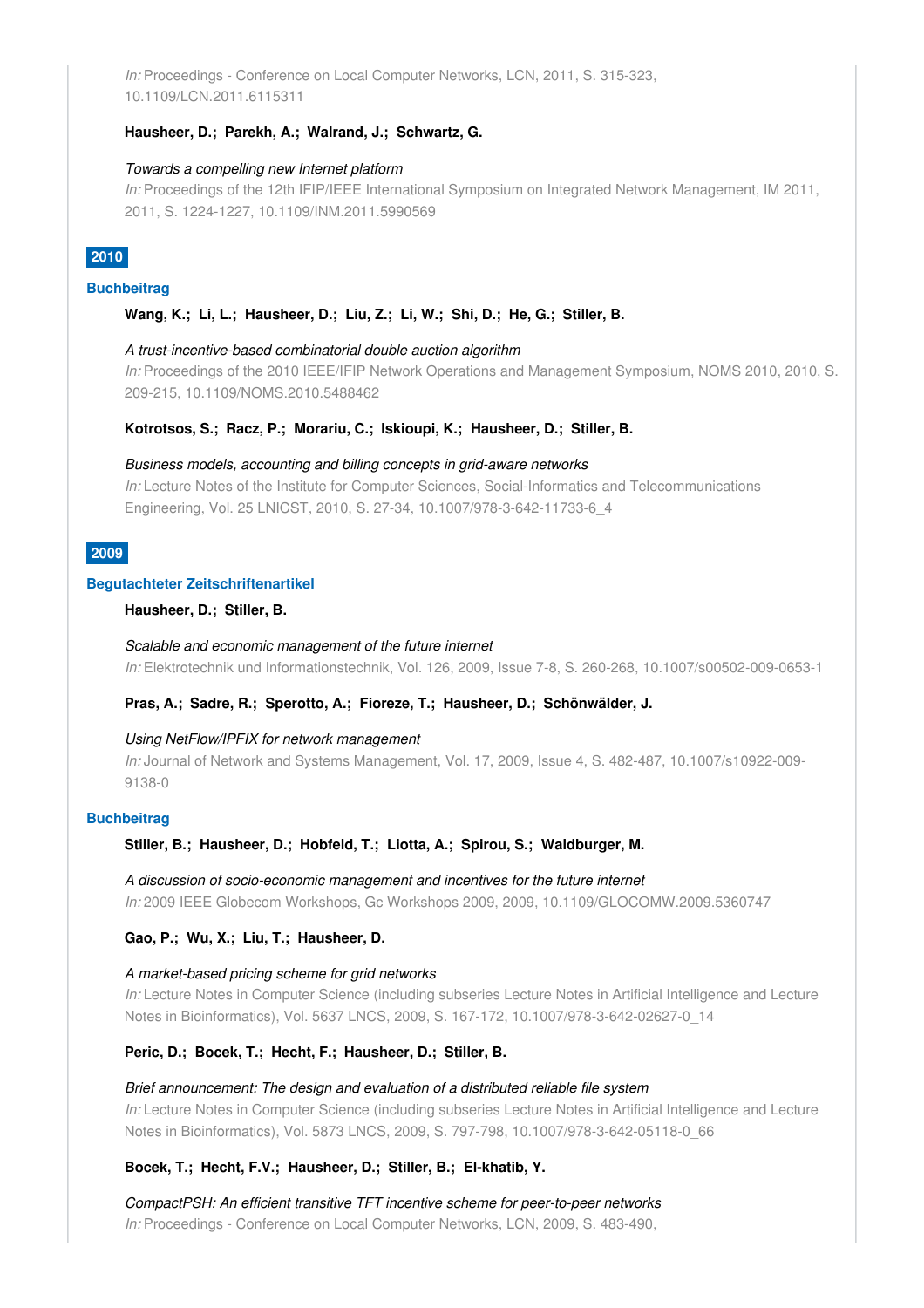*In:* Proceedings - Conference on Local Computer Networks, LCN, 2011, S. 315-323, 10.1109/LCN.2011.6115311

**Hausheer, D.; Parekh, A.; Walrand, J.; Schwartz, G.**

*Towards a compelling new Internet platform*
*In:* Proceedings of the 12th IFIP/IEEE International Symposium on Integrated Network Management, IM 2011, 2011, S. 1224-1227, 10.1109/INM.2011.5990569

## 2010

### Buchbeitrag

**Wang, K.; Li, L.; Hausheer, D.; Liu, Z.; Li, W.; Shi, D.; He, G.; Stiller, B.**

*A trust-incentive-based combinatorial double auction algorithm*
*In:* Proceedings of the 2010 IEEE/IFIP Network Operations and Management Symposium, NOMS 2010, 2010, S. 209-215, 10.1109/NOMS.2010.5488462

**Kotrotsos, S.; Racz, P.; Morariu, C.; Iskioupi, K.; Hausheer, D.; Stiller, B.**

*Business models, accounting and billing concepts in grid-aware networks*
*In:* Lecture Notes of the Institute for Computer Sciences, Social-Informatics and Telecommunications Engineering, Vol. 25 LNICST, 2010, S. 27-34, 10.1007/978-3-642-11733-6_4

## 2009

### Begutachteter Zeitschriftenartikel

**Hausheer, D.; Stiller, B.**

*Scalable and economic management of the future internet*
*In:* Elektrotechnik und Informationstechnik, Vol. 126, 2009, Issue 7-8, S. 260-268, 10.1007/s00502-009-0653-1

**Pras, A.; Sadre, R.; Sperotto, A.; Fioreze, T.; Hausheer, D.; Schönwälder, J.**

*Using NetFlow/IPFIX for network management*
*In:* Journal of Network and Systems Management, Vol. 17, 2009, Issue 4, S. 482-487, 10.1007/s10922-009-9138-0

### Buchbeitrag

**Stiller, B.; Hausheer, D.; Hobfeld, T.; Liotta, A.; Spirou, S.; Waldburger, M.**

*A discussion of socio-economic management and incentives for the future internet*
*In:* 2009 IEEE Globecom Workshops, Gc Workshops 2009, 2009, 10.1109/GLOCOMW.2009.5360747

**Gao, P.; Wu, X.; Liu, T.; Hausheer, D.**

*A market-based pricing scheme for grid networks*
*In:* Lecture Notes in Computer Science (including subseries Lecture Notes in Artificial Intelligence and Lecture Notes in Bioinformatics), Vol. 5637 LNCS, 2009, S. 167-172, 10.1007/978-3-642-02627-0_14

**Peric, D.; Bocek, T.; Hecht, F.; Hausheer, D.; Stiller, B.**

*Brief announcement: The design and evaluation of a distributed reliable file system*
*In:* Lecture Notes in Computer Science (including subseries Lecture Notes in Artificial Intelligence and Lecture Notes in Bioinformatics), Vol. 5873 LNCS, 2009, S. 797-798, 10.1007/978-3-642-05118-0_66

**Bocek, T.; Hecht, F.V.; Hausheer, D.; Stiller, B.; El-khatib, Y.**

*CompactPSH: An efficient transitive TFT incentive scheme for peer-to-peer networks*
*In:* Proceedings - Conference on Local Computer Networks, LCN, 2009, S. 483-490,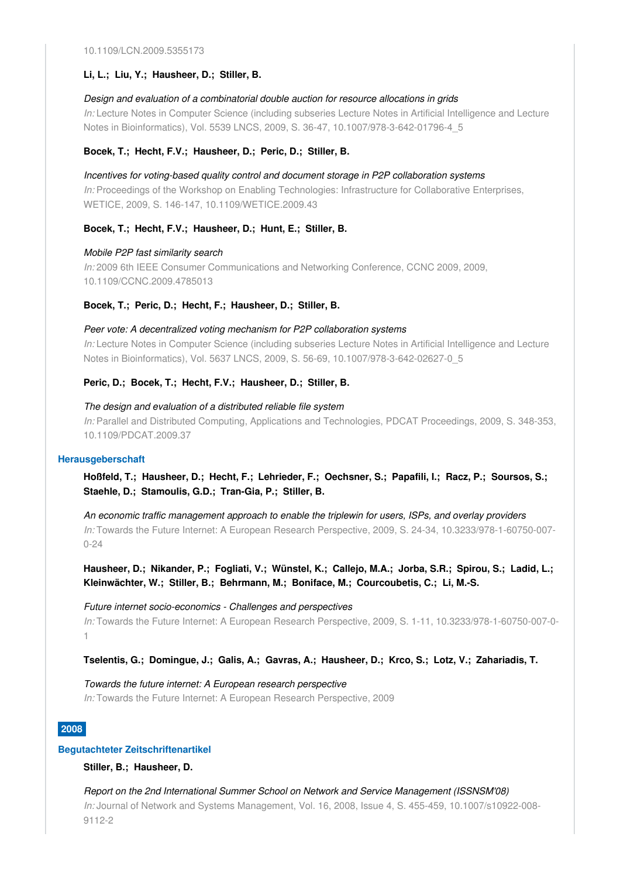10.1109/LCN.2009.5355173

**Li, L.; Liu, Y.; Hausheer, D.; Stiller, B.**

*Design and evaluation of a combinatorial double auction for resource allocations in grids*
*In:* Lecture Notes in Computer Science (including subseries Lecture Notes in Artificial Intelligence and Lecture Notes in Bioinformatics), Vol. 5539 LNCS, 2009, S. 36-47, 10.1007/978-3-642-01796-4_5

**Bocek, T.; Hecht, F.V.; Hausheer, D.; Peric, D.; Stiller, B.**

*Incentives for voting-based quality control and document storage in P2P collaboration systems*
*In:* Proceedings of the Workshop on Enabling Technologies: Infrastructure for Collaborative Enterprises, WETICE, 2009, S. 146-147, 10.1109/WETICE.2009.43

**Bocek, T.; Hecht, F.V.; Hausheer, D.; Hunt, E.; Stiller, B.**

*Mobile P2P fast similarity search*
*In:* 2009 6th IEEE Consumer Communications and Networking Conference, CCNC 2009, 2009, 10.1109/CCNC.2009.4785013

**Bocek, T.; Peric, D.; Hecht, F.; Hausheer, D.; Stiller, B.**

*Peer vote: A decentralized voting mechanism for P2P collaboration systems*
*In:* Lecture Notes in Computer Science (including subseries Lecture Notes in Artificial Intelligence and Lecture Notes in Bioinformatics), Vol. 5637 LNCS, 2009, S. 56-69, 10.1007/978-3-642-02627-0_5

**Peric, D.; Bocek, T.; Hecht, F.V.; Hausheer, D.; Stiller, B.**

*The design and evaluation of a distributed reliable file system*
*In:* Parallel and Distributed Computing, Applications and Technologies, PDCAT Proceedings, 2009, S. 348-353, 10.1109/PDCAT.2009.37

### Herausgeberschaft

**Hoßfeld, T.; Hausheer, D.; Hecht, F.; Lehrieder, F.; Oechsner, S.; Papafili, I.; Racz, P.; Soursos, S.; Staehle, D.; Stamoulis, G.D.; Tran-Gia, P.; Stiller, B.**

*An economic traffic management approach to enable the triplewin for users, ISPs, and overlay providers*
*In:* Towards the Future Internet: A European Research Perspective, 2009, S. 24-34, 10.3233/978-1-60750-007-0-24

**Hausheer, D.; Nikander, P.; Fogliati, V.; Wünstel, K.; Callejo, M.A.; Jorba, S.R.; Spirou, S.; Ladid, L.; Kleinwächter, W.; Stiller, B.; Behrmann, M.; Boniface, M.; Courcoubetis, C.; Li, M.-S.**

*Future internet socio-economics - Challenges and perspectives*
*In:* Towards the Future Internet: A European Research Perspective, 2009, S. 1-11, 10.3233/978-1-60750-007-0-1

**Tselentis, G.; Domingue, J.; Galis, A.; Gavras, A.; Hausheer, D.; Krco, S.; Lotz, V.; Zahariadis, T.**

*Towards the future internet: A European research perspective*
*In:* Towards the Future Internet: A European Research Perspective, 2009

## 2008

### Begutachteter Zeitschriftenartikel

**Stiller, B.; Hausheer, D.**

*Report on the 2nd International Summer School on Network and Service Management (ISSNSM'08)*
*In:* Journal of Network and Systems Management, Vol. 16, 2008, Issue 4, S. 455-459, 10.1007/s10922-008-9112-2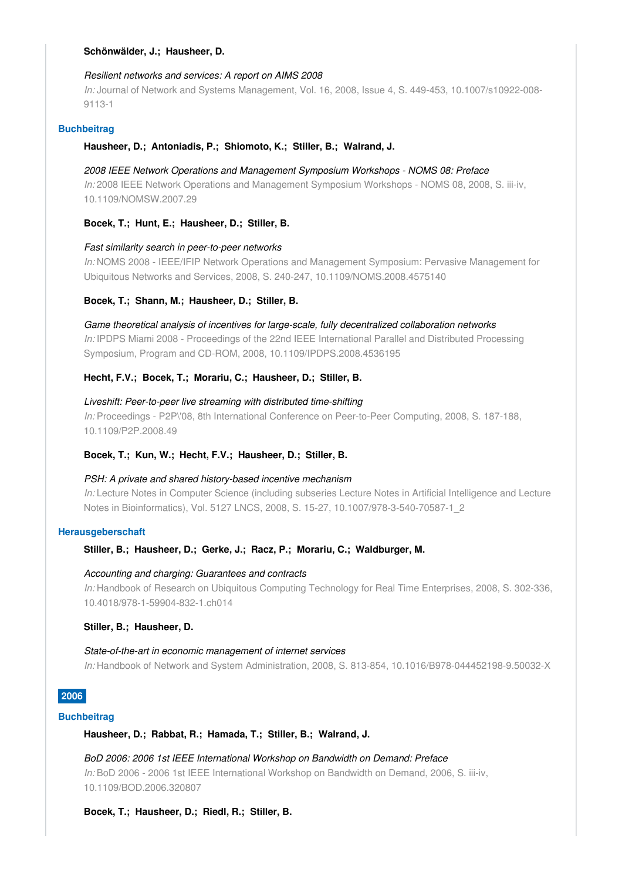**Schönwälder, J.; Hausheer, D.**

*Resilient networks and services: A report on AIMS 2008*
*In:* Journal of Network and Systems Management, Vol. 16, 2008, Issue 4, S. 449-453, 10.1007/s10922-008-9113-1

### Buchbeitrag

**Hausheer, D.; Antoniadis, P.; Shiomoto, K.; Stiller, B.; Walrand, J.**

*2008 IEEE Network Operations and Management Symposium Workshops - NOMS 08: Preface*
*In:* 2008 IEEE Network Operations and Management Symposium Workshops - NOMS 08, 2008, S. iii-iv, 10.1109/NOMSW.2007.29

**Bocek, T.; Hunt, E.; Hausheer, D.; Stiller, B.**

*Fast similarity search in peer-to-peer networks*
*In:* NOMS 2008 - IEEE/IFIP Network Operations and Management Symposium: Pervasive Management for Ubiquitous Networks and Services, 2008, S. 240-247, 10.1109/NOMS.2008.4575140

**Bocek, T.; Shann, M.; Hausheer, D.; Stiller, B.**

*Game theoretical analysis of incentives for large-scale, fully decentralized collaboration networks*
*In:* IPDPS Miami 2008 - Proceedings of the 22nd IEEE International Parallel and Distributed Processing Symposium, Program and CD-ROM, 2008, 10.1109/IPDPS.2008.4536195

**Hecht, F.V.; Bocek, T.; Morariu, C.; Hausheer, D.; Stiller, B.**

*Liveshift: Peer-to-peer live streaming with distributed time-shifting*
*In:* Proceedings - P2P\'08, 8th International Conference on Peer-to-Peer Computing, 2008, S. 187-188, 10.1109/P2P.2008.49

**Bocek, T.; Kun, W.; Hecht, F.V.; Hausheer, D.; Stiller, B.**

*PSH: A private and shared history-based incentive mechanism*
*In:* Lecture Notes in Computer Science (including subseries Lecture Notes in Artificial Intelligence and Lecture Notes in Bioinformatics), Vol. 5127 LNCS, 2008, S. 15-27, 10.1007/978-3-540-70587-1_2

### Herausgeberschaft

**Stiller, B.; Hausheer, D.; Gerke, J.; Racz, P.; Morariu, C.; Waldburger, M.**

*Accounting and charging: Guarantees and contracts*
*In:* Handbook of Research on Ubiquitous Computing Technology for Real Time Enterprises, 2008, S. 302-336, 10.4018/978-1-59904-832-1.ch014

**Stiller, B.; Hausheer, D.**

*State-of-the-art in economic management of internet services*
*In:* Handbook of Network and System Administration, 2008, S. 813-854, 10.1016/B978-044452198-9.50032-X

## 2006

### Buchbeitrag

**Hausheer, D.; Rabbat, R.; Hamada, T.; Stiller, B.; Walrand, J.**

*BoD 2006: 2006 1st IEEE International Workshop on Bandwidth on Demand: Preface*
*In:* BoD 2006 - 2006 1st IEEE International Workshop on Bandwidth on Demand, 2006, S. iii-iv, 10.1109/BOD.2006.320807

**Bocek, T.; Hausheer, D.; Riedl, R.; Stiller, B.**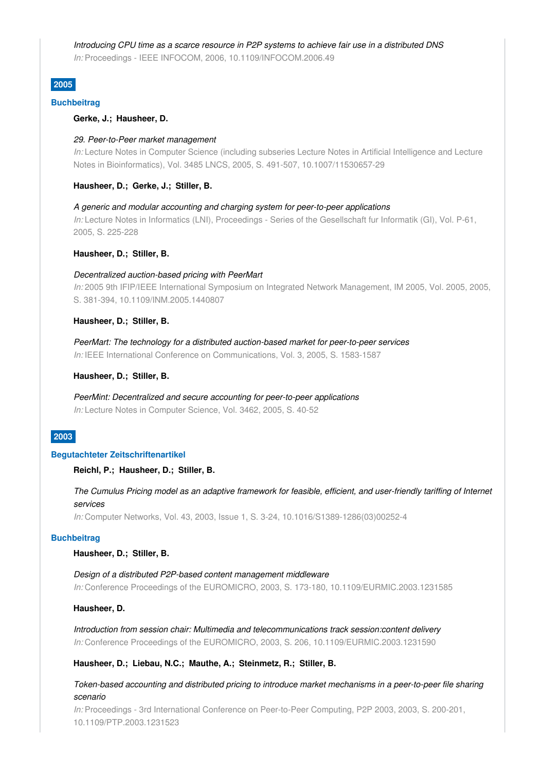*Introducing CPU time as a scarce resource in P2P systems to achieve fair use in a distributed DNS*
*In:* Proceedings - IEEE INFOCOM, 2006, 10.1109/INFOCOM.2006.49

## 2005

### Buchbeitrag

**Gerke, J.; Hausheer, D.**

*29. Peer-to-Peer market management*
*In:* Lecture Notes in Computer Science (including subseries Lecture Notes in Artificial Intelligence and Lecture Notes in Bioinformatics), Vol. 3485 LNCS, 2005, S. 491-507, 10.1007/11530657-29

**Hausheer, D.; Gerke, J.; Stiller, B.**

*A generic and modular accounting and charging system for peer-to-peer applications*
*In:* Lecture Notes in Informatics (LNI), Proceedings - Series of the Gesellschaft fur Informatik (GI), Vol. P-61, 2005, S. 225-228

**Hausheer, D.; Stiller, B.**

*Decentralized auction-based pricing with PeerMart*
*In:* 2005 9th IFIP/IEEE International Symposium on Integrated Network Management, IM 2005, Vol. 2005, 2005, S. 381-394, 10.1109/INM.2005.1440807

**Hausheer, D.; Stiller, B.**

*PeerMart: The technology for a distributed auction-based market for peer-to-peer services*
*In:* IEEE International Conference on Communications, Vol. 3, 2005, S. 1583-1587

**Hausheer, D.; Stiller, B.**

*PeerMint: Decentralized and secure accounting for peer-to-peer applications*
*In:* Lecture Notes in Computer Science, Vol. 3462, 2005, S. 40-52

## 2003

### Begutachteter Zeitschriftenartikel

**Reichl, P.; Hausheer, D.; Stiller, B.**

*The Cumulus Pricing model as an adaptive framework for feasible, efficient, and user-friendly tariffing of Internet services*
*In:* Computer Networks, Vol. 43, 2003, Issue 1, S. 3-24, 10.1016/S1389-1286(03)00252-4

### Buchbeitrag

**Hausheer, D.; Stiller, B.**

*Design of a distributed P2P-based content management middleware*
*In:* Conference Proceedings of the EUROMICRO, 2003, S. 173-180, 10.1109/EURMIC.2003.1231585

**Hausheer, D.**

*Introduction from session chair: Multimedia and telecommunications track session:content delivery*
*In:* Conference Proceedings of the EUROMICRO, 2003, S. 206, 10.1109/EURMIC.2003.1231590

**Hausheer, D.; Liebau, N.C.; Mauthe, A.; Steinmetz, R.; Stiller, B.**

*Token-based accounting and distributed pricing to introduce market mechanisms in a peer-to-peer file sharing scenario*
*In:* Proceedings - 3rd International Conference on Peer-to-Peer Computing, P2P 2003, 2003, S. 200-201, 10.1109/PTP.2003.1231523